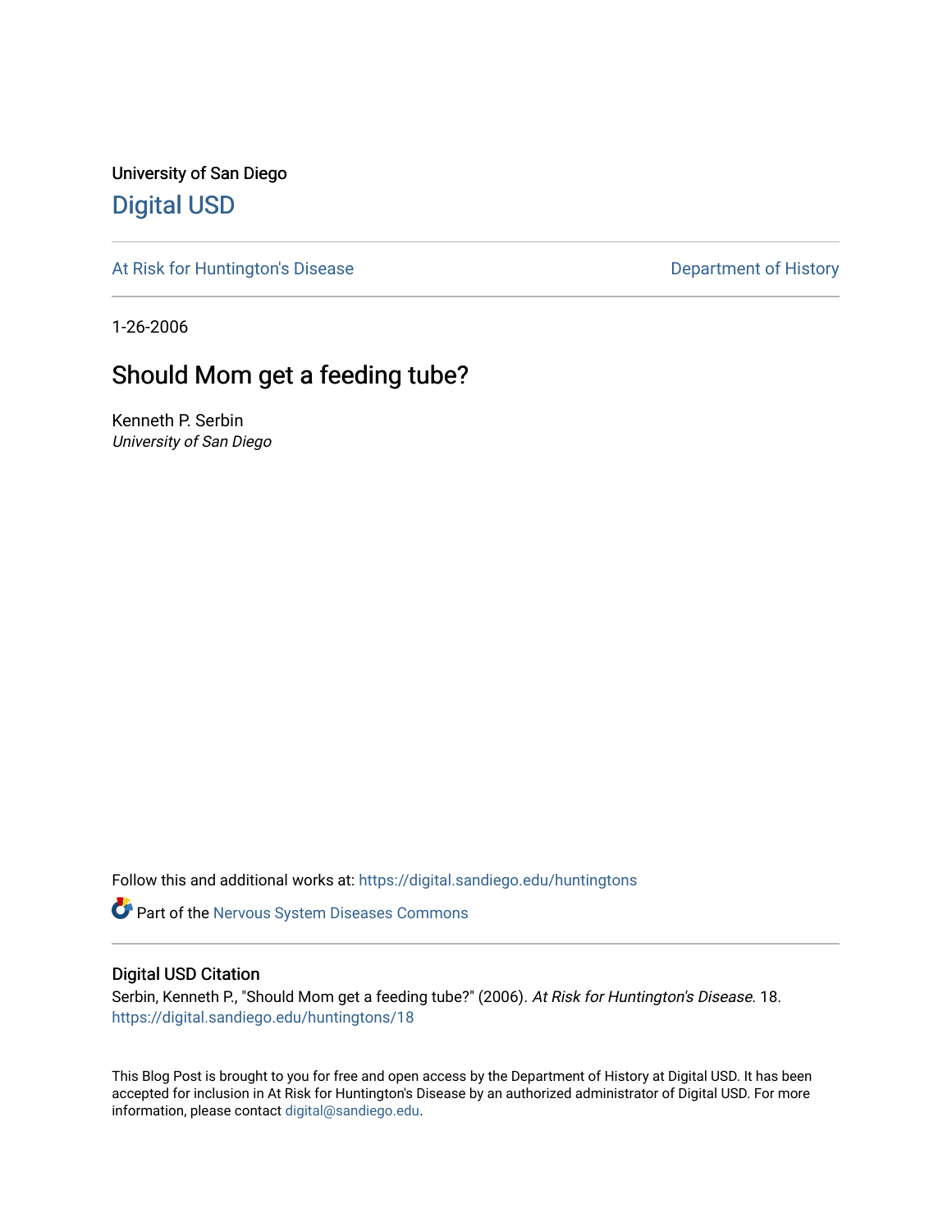University of San Diego

# Digital USD

At Risk for Huntington's Disease

Department of History

1-26-2006

## Should Mom get a feeding tube?

Kenneth P. Serbin
*University of San Diego*

Follow this and additional works at: https://digital.sandiego.edu/huntingtons

Part of the Nervous System Diseases Commons

### Digital USD Citation

Serbin, Kenneth P., "Should Mom get a feeding tube?" (2006). *At Risk for Huntington's Disease*. 18.
https://digital.sandiego.edu/huntingtons/18

This Blog Post is brought to you for free and open access by the Department of History at Digital USD. It has been accepted for inclusion in At Risk for Huntington's Disease by an authorized administrator of Digital USD. For more information, please contact digital@sandiego.edu.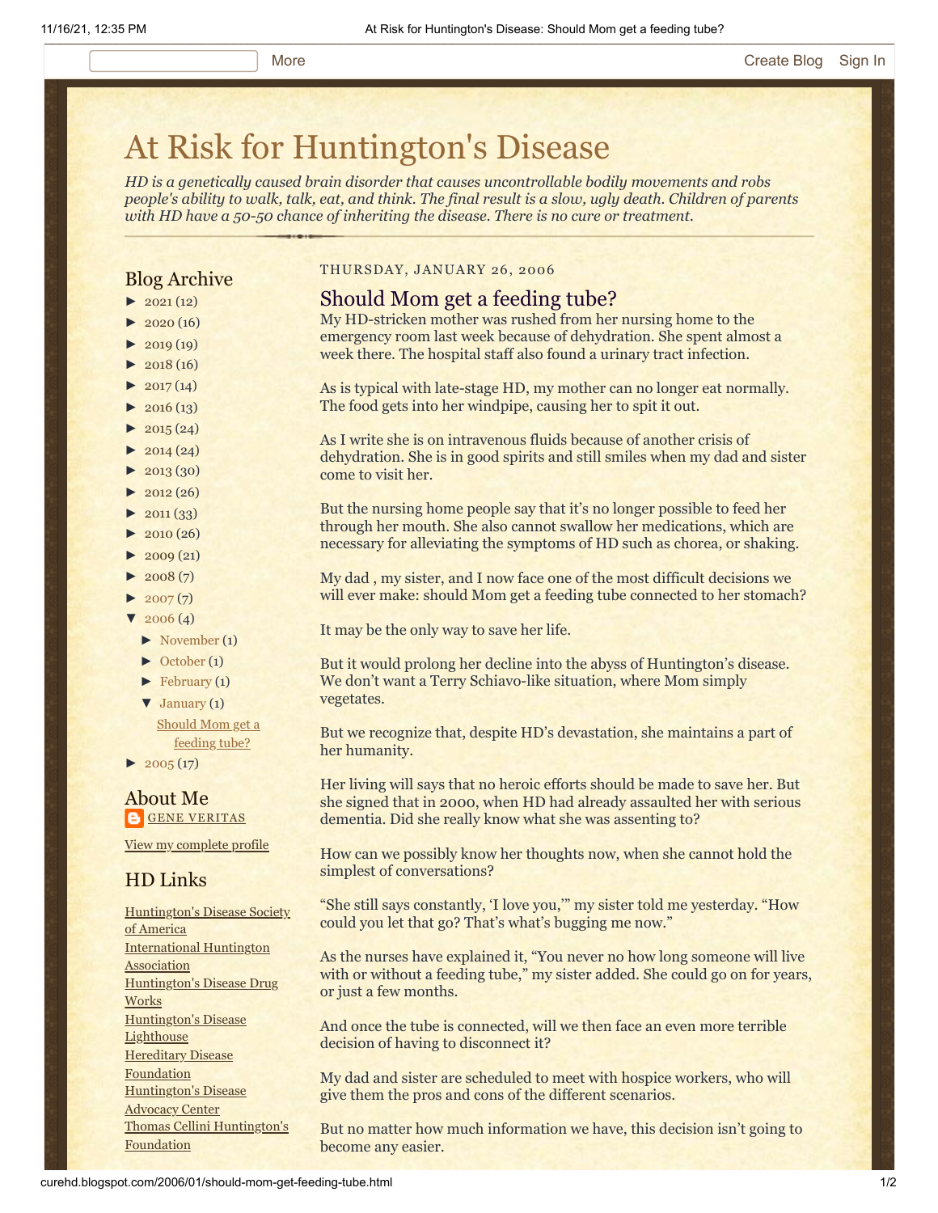More | Create Blog | Sign In

# At Risk for Huntington's Disease

*HD is a genetically caused brain disorder that causes uncontrollable bodily movements and robs people's ability to walk, talk, eat, and think. The final result is a slow, ugly death. Children of parents with HD have a 50-50 chance of inheriting the disease. There is no cure or treatment.*

## Blog Archive

- ► 2021 (12)
- ► 2020 (16)
- ► 2019 (19)
- ► 2018 (16)
- ► 2017 (14)
- ► 2016 (13)
- ► 2015 (24)
- ► 2014 (24)
- ► 2013 (30)
- ► 2012 (26)
- ► 2011 (33)
- ► 2010 (26)
- ► 2009 (21)
- ► 2008 (7)
- ► 2007 (7)
- ▼ 2006 (4)
  - ► November (1)
  - ► October (1)
  - ► February (1)
  - ▼ January (1)
    - Should Mom get a feeding tube?
- ► 2005 (17)

## About Me

GENE VERITAS

View my complete profile

## HD Links

- Huntington's Disease Society of America
- International Huntington Association
- Huntington's Disease Drug Works
- Huntington's Disease Lighthouse
- Hereditary Disease Foundation
- Huntington's Disease Advocacy Center
- Thomas Cellini Huntington's Foundation

THURSDAY, JANUARY 26, 2006

## Should Mom get a feeding tube?

My HD-stricken mother was rushed from her nursing home to the emergency room last week because of dehydration. She spent almost a week there. The hospital staff also found a urinary tract infection.

As is typical with late-stage HD, my mother can no longer eat normally. The food gets into her windpipe, causing her to spit it out.

As I write she is on intravenous fluids because of another crisis of dehydration. She is in good spirits and still smiles when my dad and sister come to visit her.

But the nursing home people say that it's no longer possible to feed her through her mouth. She also cannot swallow her medications, which are necessary for alleviating the symptoms of HD such as chorea, or shaking.

My dad , my sister, and I now face one of the most difficult decisions we will ever make: should Mom get a feeding tube connected to her stomach?

It may be the only way to save her life.

But it would prolong her decline into the abyss of Huntington's disease. We don't want a Terry Schiavo-like situation, where Mom simply vegetates.

But we recognize that, despite HD's devastation, she maintains a part of her humanity.

Her living will says that no heroic efforts should be made to save her. But she signed that in 2000, when HD had already assaulted her with serious dementia. Did she really know what she was assenting to?

How can we possibly know her thoughts now, when she cannot hold the simplest of conversations?

"She still says constantly, 'I love you,'" my sister told me yesterday. "How could you let that go? That's what's bugging me now."

As the nurses have explained it, "You never no how long someone will live with or without a feeding tube," my sister added. She could go on for years, or just a few months.

And once the tube is connected, will we then face an even more terrible decision of having to disconnect it?

My dad and sister are scheduled to meet with hospice workers, who will give them the pros and cons of the different scenarios.

But no matter how much information we have, this decision isn't going to become any easier.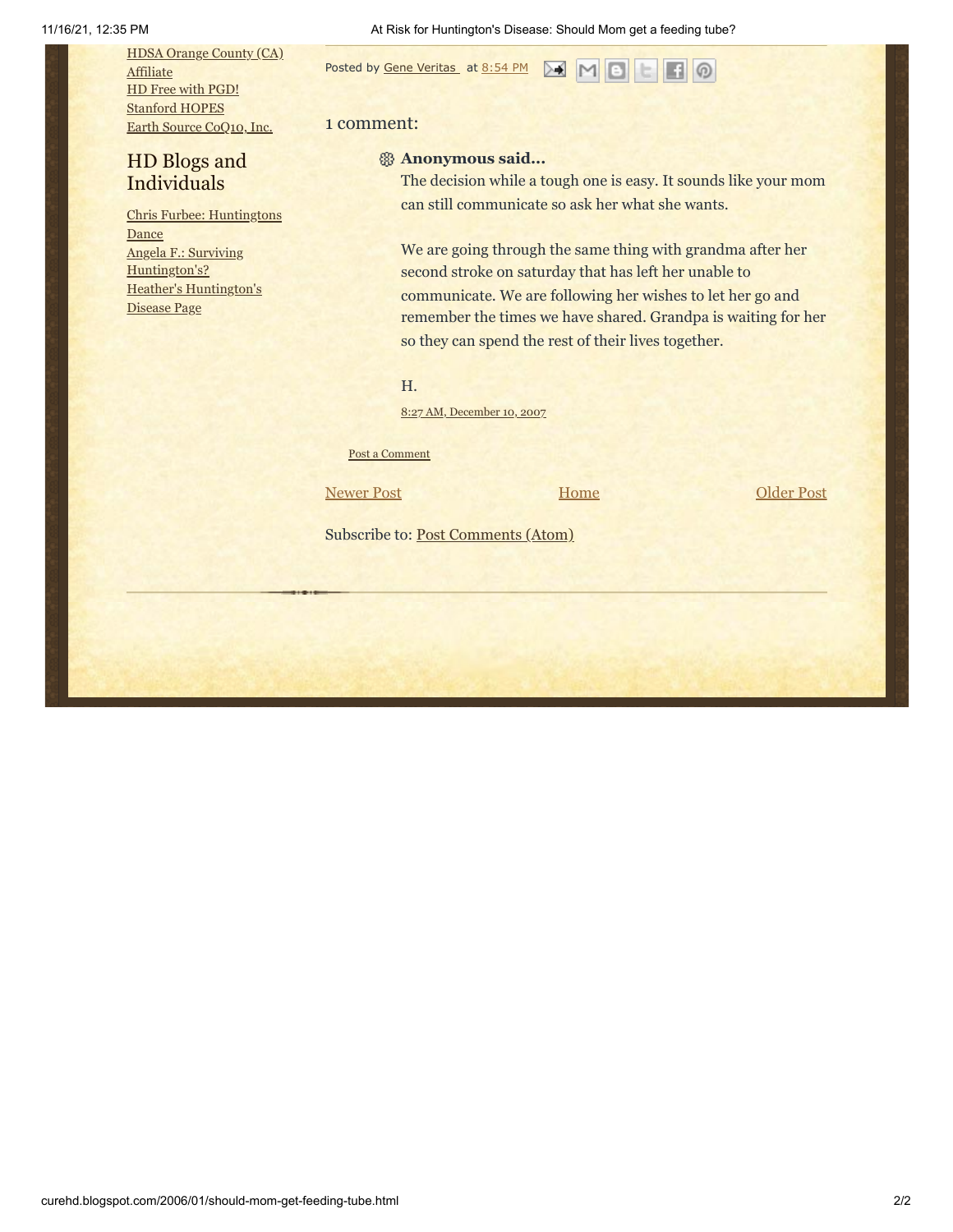HDSA Orange County (CA) Affiliate
HD Free with PGD!
Stanford HOPES
Earth Source CoQ10, Inc.

## HD Blogs and Individuals

Chris Furbee: Huntingtons Dance
Angela F.: Surviving Huntington's?
Heather's Huntington's Disease Page

Posted by Gene Veritas at 8:54 PM

### 1 comment:

**Anonymous said...**

The decision while a tough one is easy. It sounds like your mom can still communicate so ask her what she wants.

We are going through the same thing with grandma after her second stroke on saturday that has left her unable to communicate. We are following her wishes to let her go and remember the times we have shared. Grandpa is waiting for her so they can spend the rest of their lives together.

H.

8:27 AM, December 10, 2007

Post a Comment

Newer Post | Home | Older Post

Subscribe to: Post Comments (Atom)